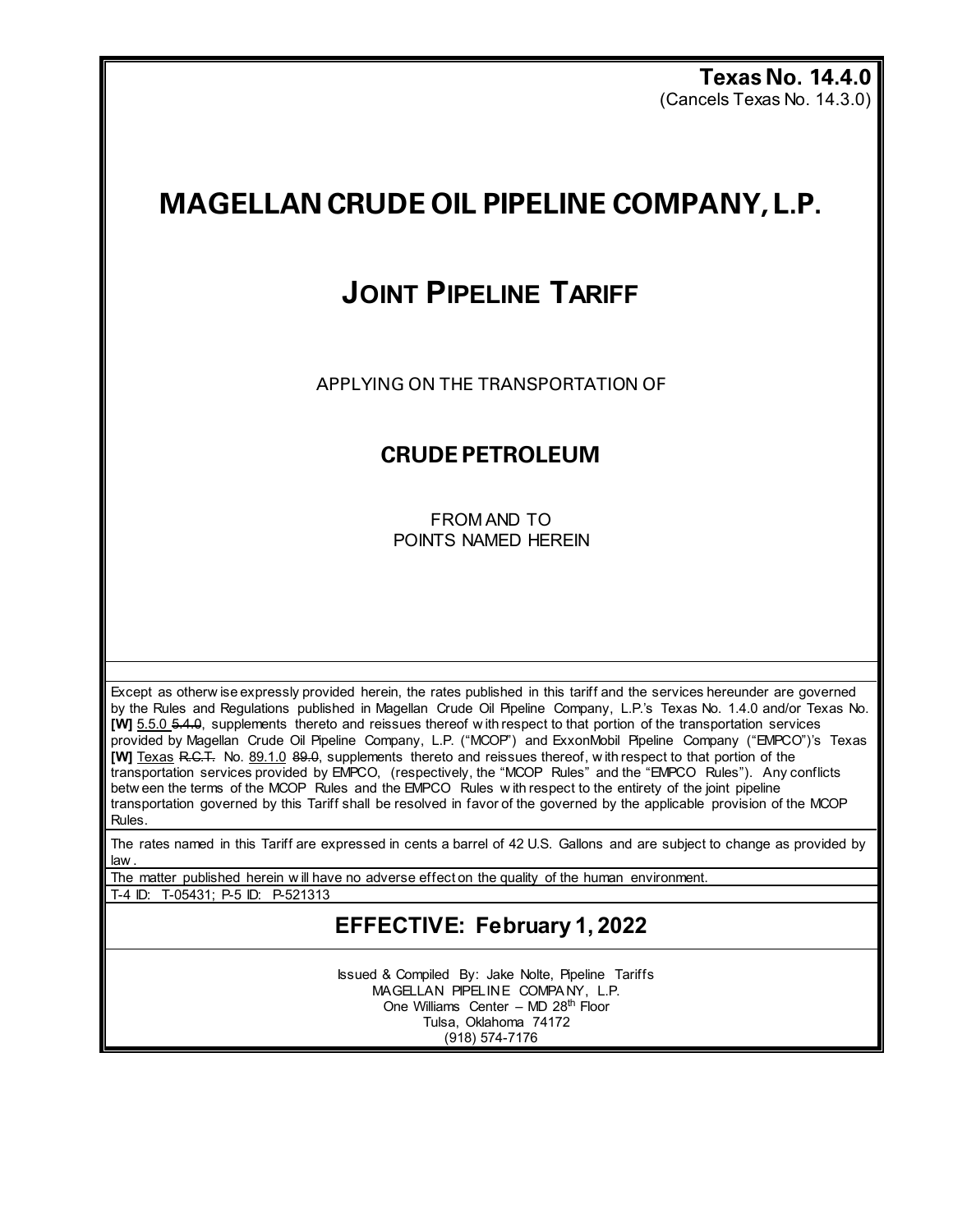**Texas No. 14.4.0**
(Cancels Texas No. 14.3.0)

# MAGELLAN CRUDE OIL PIPELINE COMPANY, L.P.

## JOINT PIPELINE TARIFF

APPLYING ON THE TRANSPORTATION OF

### CRUDE PETROLEUM

FROM AND TO
POINTS NAMED HEREIN

Except as otherwise expressly provided herein, the rates published in this tariff and the services hereunder are governed by the Rules and Regulations published in Magellan Crude Oil Pipeline Company, L.P.'s Texas No. 1.4.0 and/or Texas No. **[W]** 5.5.0 ~~5.4.0~~, supplements thereto and reissues thereof with respect to that portion of the transportation services provided by Magellan Crude Oil Pipeline Company, L.P. ("MCOP") and ExxonMobil Pipeline Company ("EMPCO")'s Texas **[W]** Texas ~~R.C.T.~~ No. 89.1.0 ~~89.0~~, supplements thereto and reissues thereof, with respect to that portion of the transportation services provided by EMPCO, (respectively, the "MCOP Rules" and the "EMPCO Rules"). Any conflicts between the terms of the MCOP Rules and the EMPCO Rules with respect to the entirety of the joint pipeline transportation governed by this Tariff shall be resolved in favor of the governed by the applicable provision of the MCOP Rules.

The rates named in this Tariff are expressed in cents a barrel of 42 U.S. Gallons and are subject to change as provided by law.

The matter published herein will have no adverse effect on the quality of the human environment.

T-4 ID: T-05431; P-5 ID: P-521313

## EFFECTIVE: February 1, 2022

Issued & Compiled By: Jake Nolte, Pipeline Tariffs
MAGELLAN PIPELINE COMPANY, L.P.
One Williams Center – MD 28th Floor
Tulsa, Oklahoma 74172
(918) 574-7176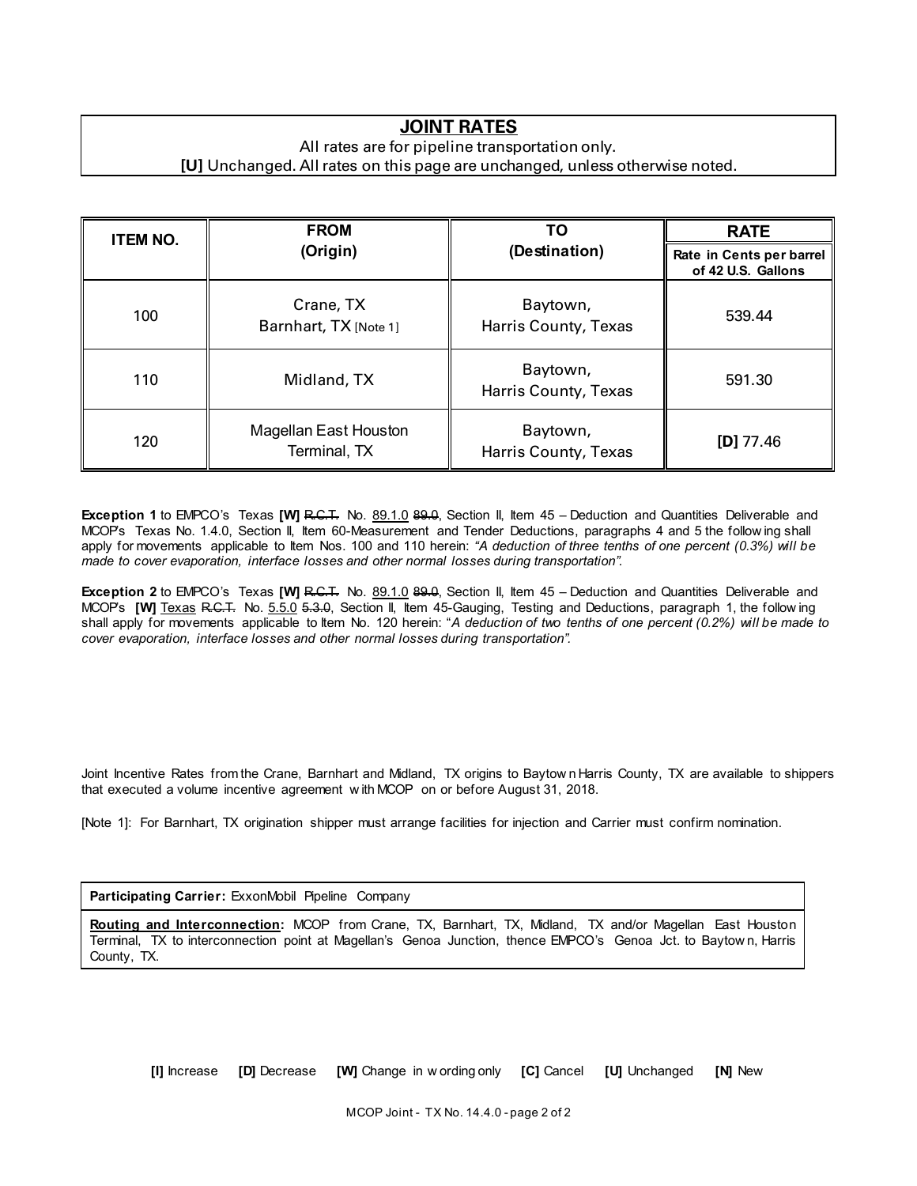## JOINT RATES

All rates are for pipeline transportation only.
**[U]** Unchanged. All rates on this page are unchanged, unless otherwise noted.

| ITEM NO. | FROM (Origin) | TO (Destination) | RATE Rate in Cents per barrel of 42 U.S. Gallons |
|---|---|---|---|
| 100 | Crane, TX Barnhart, TX [Note 1] | Baytown, Harris County, Texas | 539.44 |
| 110 | Midland, TX | Baytown, Harris County, Texas | 591.30 |
| 120 | Magellan East Houston Terminal, TX | Baytown, Harris County, Texas | **[D]** 77.46 |

**Exception 1** to EMPCO's Texas **[W]** ~~R.C.T.~~ No. <u>89.1.0</u> ~~89.0~~, Section II, Item 45 – Deduction and Quantities Deliverable and MCOP's Texas No. 1.4.0, Section II, Item 60-Measurement and Tender Deductions, paragraphs 4 and 5 the following shall apply for movements applicable to Item Nos. 100 and 110 herein: *"A deduction of three tenths of one percent (0.3%) will be made to cover evaporation, interface losses and other normal losses during transportation".*

**Exception 2** to EMPCO's Texas **[W]** ~~R.C.T.~~ No. <u>89.1.0</u> ~~89.0~~, Section II, Item 45 – Deduction and Quantities Deliverable and MCOP's **[W]** <u>Texas</u> ~~R.C.T.~~ No. <u>5.5.0</u> ~~5.3.0~~, Section II, Item 45-Gauging, Testing and Deductions, paragraph 1, the following shall apply for movements applicable to Item No. 120 herein: "*A deduction of two tenths of one percent (0.2%) will be made to cover evaporation, interface losses and other normal losses during transportation".*

Joint Incentive Rates from the Crane, Barnhart and Midland, TX origins to Baytown Harris County, TX are available to shippers that executed a volume incentive agreement with MCOP on or before August 31, 2018.

[Note 1]: For Barnhart, TX origination shipper must arrange facilities for injection and Carrier must confirm nomination.

**Participating Carrier:** ExxonMobil Pipeline Company

**<u>Routing and Interconnection</u>:** MCOP from Crane, TX, Barnhart, TX, Midland, TX and/or Magellan East Houston Terminal, TX to interconnection point at Magellan's Genoa Junction, thence EMPCO's Genoa Jct. to Baytown, Harris County, TX.

**[I]** Increase **[D]** Decrease **[W]** Change in wording only **[C]** Cancel **[U]** Unchanged **[N]** New